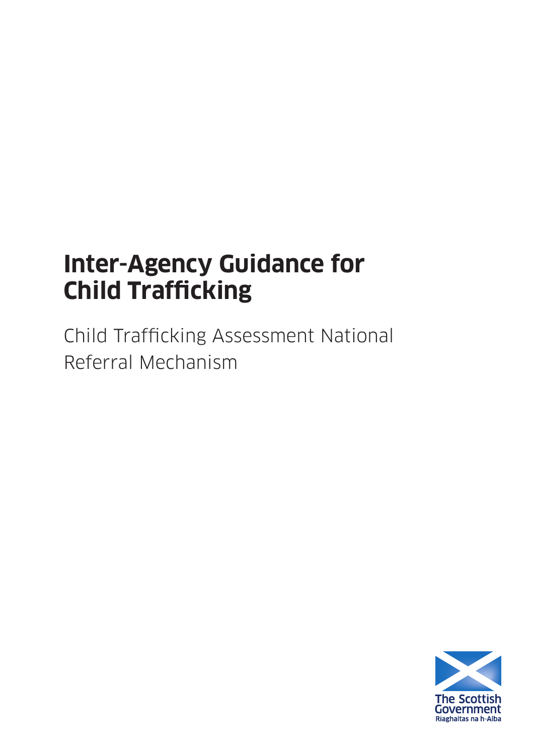# Inter-Agency Guidance for Child Trafficking

Child Trafficking Assessment National Referral Mechanism

The Scottish Government
Riaghaltas na h-Alba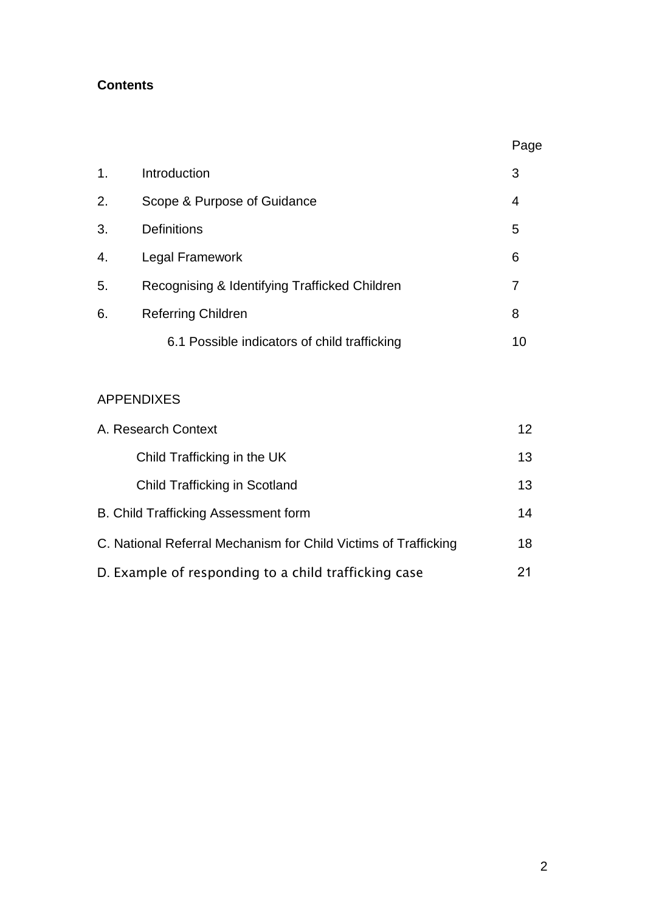**Contents**

| | | Page |
|---|---|---|
| 1. | Introduction | 3 |
| 2. | Scope & Purpose of Guidance | 4 |
| 3. | Definitions | 5 |
| 4. | Legal Framework | 6 |
| 5. | Recognising & Identifying Trafficked Children | 7 |
| 6. | Referring Children | 8 |
| | 6.1 Possible indicators of child trafficking | 10 |

APPENDIXES

| | |
|---|---|
| A. Research Context | 12 |
| Child Trafficking in the UK | 13 |
| Child Trafficking in Scotland | 13 |
| B. Child Trafficking Assessment form | 14 |
| C. National Referral Mechanism for Child Victims of Trafficking | 18 |
| D. Example of responding to a child trafficking case | 21 |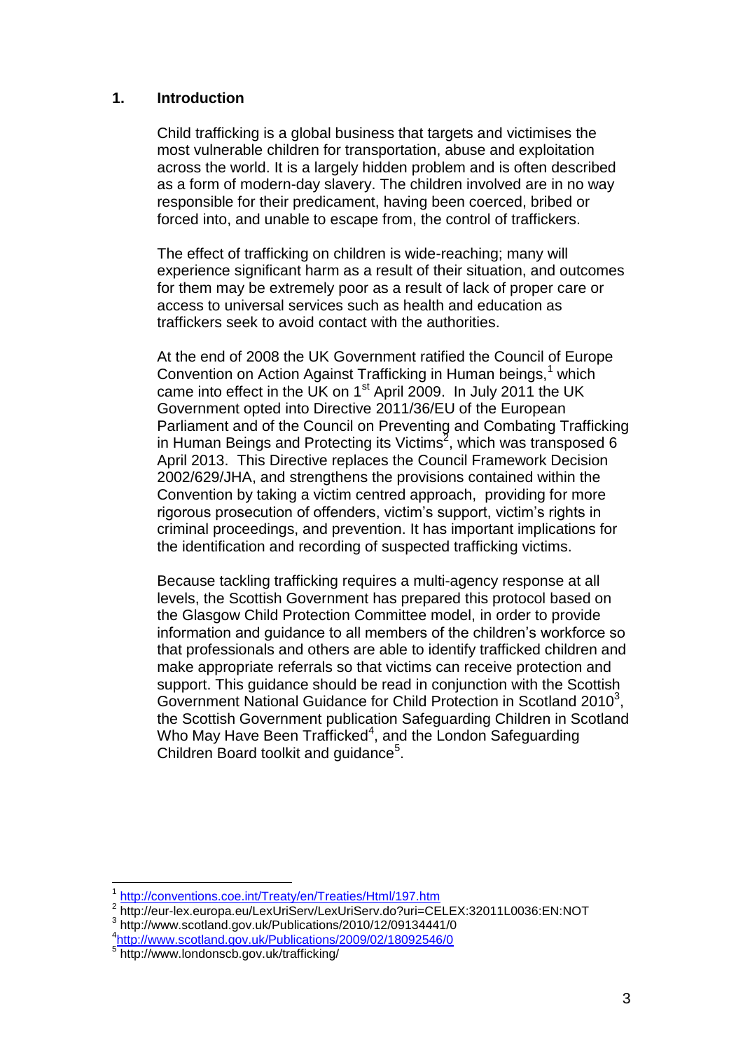## 1. Introduction

Child trafficking is a global business that targets and victimises the most vulnerable children for transportation, abuse and exploitation across the world. It is a largely hidden problem and is often described as a form of modern-day slavery. The children involved are in no way responsible for their predicament, having been coerced, bribed or forced into, and unable to escape from, the control of traffickers.

The effect of trafficking on children is wide-reaching; many will experience significant harm as a result of their situation, and outcomes for them may be extremely poor as a result of lack of proper care or access to universal services such as health and education as traffickers seek to avoid contact with the authorities.

At the end of 2008 the UK Government ratified the Council of Europe Convention on Action Against Trafficking in Human beings,[1] which came into effect in the UK on 1st April 2009. In July 2011 the UK Government opted into Directive 2011/36/EU of the European Parliament and of the Council on Preventing and Combating Trafficking in Human Beings and Protecting its Victims[2], which was transposed 6 April 2013. This Directive replaces the Council Framework Decision 2002/629/JHA, and strengthens the provisions contained within the Convention by taking a victim centred approach, providing for more rigorous prosecution of offenders, victim's support, victim's rights in criminal proceedings, and prevention. It has important implications for the identification and recording of suspected trafficking victims.

Because tackling trafficking requires a multi-agency response at all levels, the Scottish Government has prepared this protocol based on the Glasgow Child Protection Committee model, in order to provide information and guidance to all members of the children's workforce so that professionals and others are able to identify trafficked children and make appropriate referrals so that victims can receive protection and support. This guidance should be read in conjunction with the Scottish Government National Guidance for Child Protection in Scotland 2010[3], the Scottish Government publication Safeguarding Children in Scotland Who May Have Been Trafficked[4], and the London Safeguarding Children Board toolkit and guidance[5].

---

[1] http://conventions.coe.int/Treaty/en/Treaties/Html/197.htm

[2] http://eur-lex.europa.eu/LexUriServ/LexUriServ.do?uri=CELEX:32011L0036:EN:NOT

[3] http://www.scotland.gov.uk/Publications/2010/12/09134441/0

[4] http://www.scotland.gov.uk/Publications/2009/02/18092546/0

[5] http://www.londonscb.gov.uk/trafficking/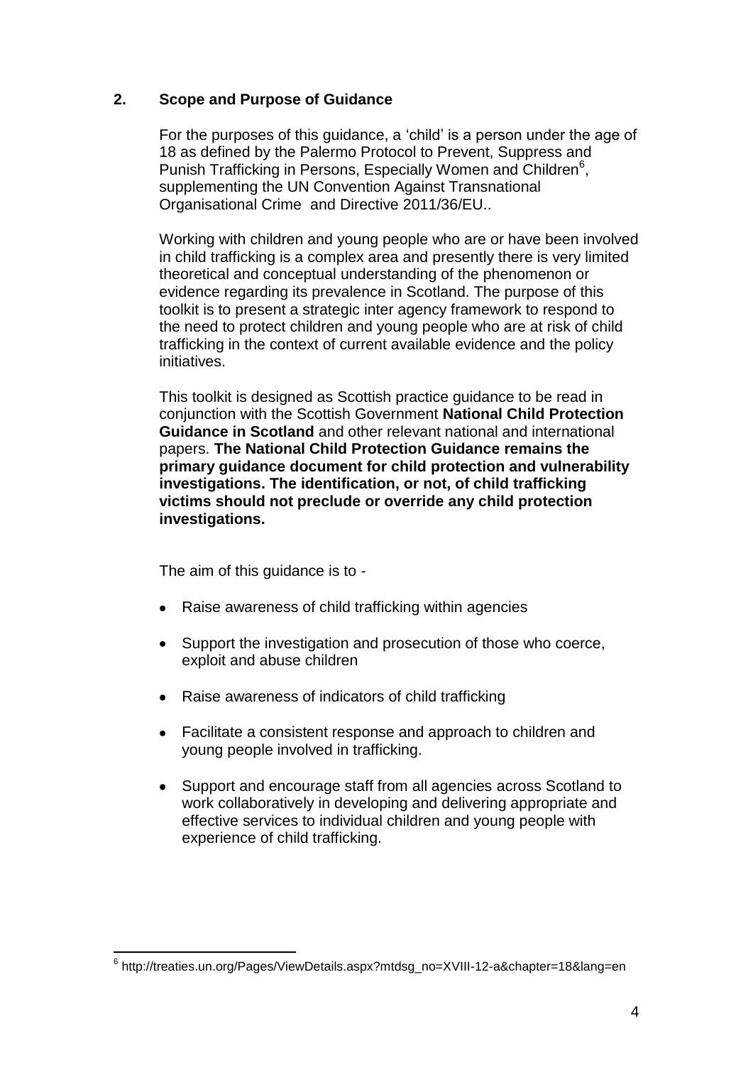## 2. Scope and Purpose of Guidance

For the purposes of this guidance, a 'child' is a person under the age of 18 as defined by the Palermo Protocol to Prevent, Suppress and Punish Trafficking in Persons, Especially Women and Children[6], supplementing the UN Convention Against Transnational Organisational Crime and Directive 2011/36/EU..

Working with children and young people who are or have been involved in child trafficking is a complex area and presently there is very limited theoretical and conceptual understanding of the phenomenon or evidence regarding its prevalence in Scotland. The purpose of this toolkit is to present a strategic inter agency framework to respond to the need to protect children and young people who are at risk of child trafficking in the context of current available evidence and the policy initiatives.

This toolkit is designed as Scottish practice guidance to be read in conjunction with the Scottish Government **National Child Protection Guidance in Scotland** and other relevant national and international papers. **The National Child Protection Guidance remains the primary guidance document for child protection and vulnerability investigations. The identification, or not, of child trafficking victims should not preclude or override any child protection investigations.**

The aim of this guidance is to -

- Raise awareness of child trafficking within agencies
- Support the investigation and prosecution of those who coerce, exploit and abuse children
- Raise awareness of indicators of child trafficking
- Facilitate a consistent response and approach to children and young people involved in trafficking.
- Support and encourage staff from all agencies across Scotland to work collaboratively in developing and delivering appropriate and effective services to individual children and young people with experience of child trafficking.

---

[6] http://treaties.un.org/Pages/ViewDetails.aspx?mtdsg_no=XVIII-12-a&chapter=18&lang=en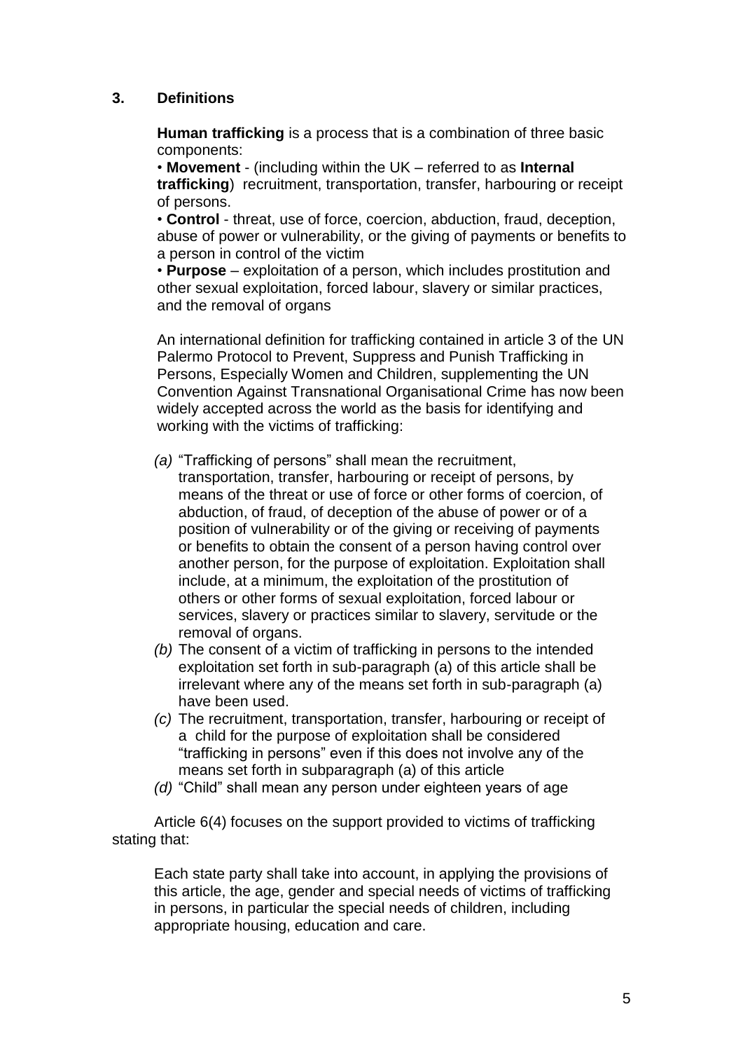## 3. Definitions

**Human trafficking** is a process that is a combination of three basic components:

- **Movement** - (including within the UK – referred to as **Internal trafficking**) recruitment, transportation, transfer, harbouring or receipt of persons.
- **Control** - threat, use of force, coercion, abduction, fraud, deception, abuse of power or vulnerability, or the giving of payments or benefits to a person in control of the victim
- **Purpose** – exploitation of a person, which includes prostitution and other sexual exploitation, forced labour, slavery or similar practices, and the removal of organs

An international definition for trafficking contained in article 3 of the UN Palermo Protocol to Prevent, Suppress and Punish Trafficking in Persons, Especially Women and Children, supplementing the UN Convention Against Transnational Organisational Crime has now been widely accepted across the world as the basis for identifying and working with the victims of trafficking:

*(a)* "Trafficking of persons" shall mean the recruitment, transportation, transfer, harbouring or receipt of persons, by means of the threat or use of force or other forms of coercion, of abduction, of fraud, of deception of the abuse of power or of a position of vulnerability or of the giving or receiving of payments or benefits to obtain the consent of a person having control over another person, for the purpose of exploitation. Exploitation shall include, at a minimum, the exploitation of the prostitution of others or other forms of sexual exploitation, forced labour or services, slavery or practices similar to slavery, servitude or the removal of organs.

*(b)* The consent of a victim of trafficking in persons to the intended exploitation set forth in sub-paragraph (a) of this article shall be irrelevant where any of the means set forth in sub-paragraph (a) have been used.

*(c)* The recruitment, transportation, transfer, harbouring or receipt of a child for the purpose of exploitation shall be considered "trafficking in persons" even if this does not involve any of the means set forth in subparagraph (a) of this article

*(d)* "Child" shall mean any person under eighteen years of age

Article 6(4) focuses on the support provided to victims of trafficking stating that:

Each state party shall take into account, in applying the provisions of this article, the age, gender and special needs of victims of trafficking in persons, in particular the special needs of children, including appropriate housing, education and care.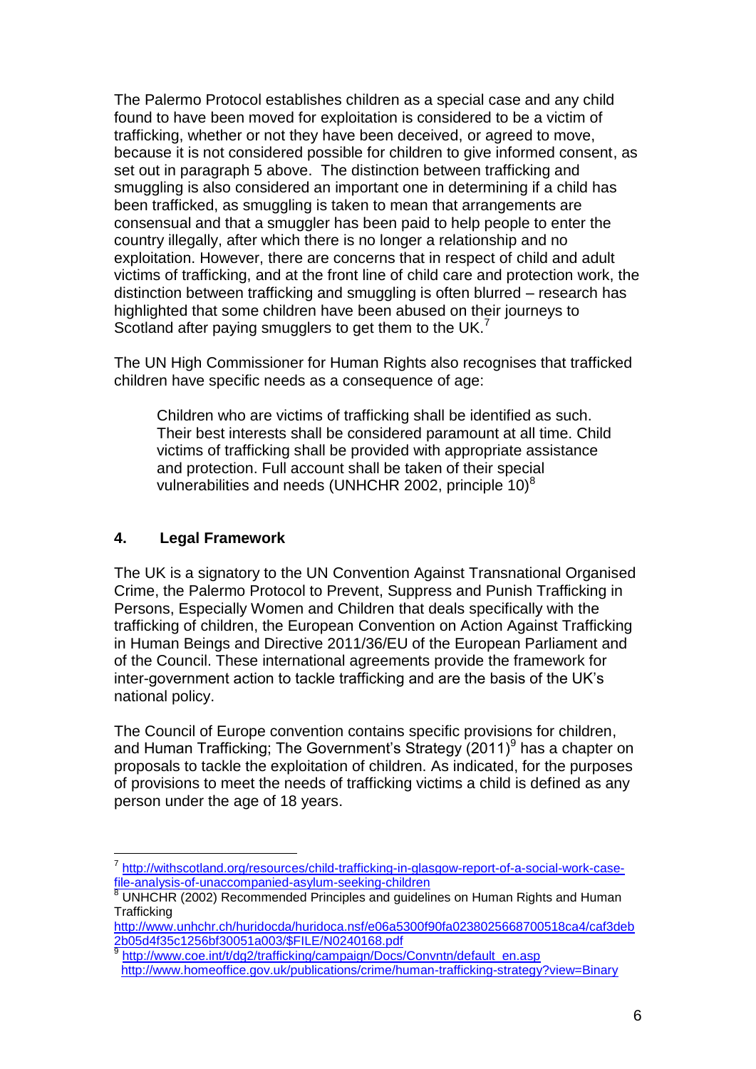The Palermo Protocol establishes children as a special case and any child found to have been moved for exploitation is considered to be a victim of trafficking, whether or not they have been deceived, or agreed to move, because it is not considered possible for children to give informed consent, as set out in paragraph 5 above. The distinction between trafficking and smuggling is also considered an important one in determining if a child has been trafficked, as smuggling is taken to mean that arrangements are consensual and that a smuggler has been paid to help people to enter the country illegally, after which there is no longer a relationship and no exploitation. However, there are concerns that in respect of child and adult victims of trafficking, and at the front line of child care and protection work, the distinction between trafficking and smuggling is often blurred – research has highlighted that some children have been abused on their journeys to Scotland after paying smugglers to get them to the UK.[7]

The UN High Commissioner for Human Rights also recognises that trafficked children have specific needs as a consequence of age:

> Children who are victims of trafficking shall be identified as such. Their best interests shall be considered paramount at all time. Child victims of trafficking shall be provided with appropriate assistance and protection. Full account shall be taken of their special vulnerabilities and needs (UNHCHR 2002, principle 10)[8]

## 4. Legal Framework

The UK is a signatory to the UN Convention Against Transnational Organised Crime, the Palermo Protocol to Prevent, Suppress and Punish Trafficking in Persons, Especially Women and Children that deals specifically with the trafficking of children, the European Convention on Action Against Trafficking in Human Beings and Directive 2011/36/EU of the European Parliament and of the Council. These international agreements provide the framework for inter-government action to tackle trafficking and are the basis of the UK's national policy.

The Council of Europe convention contains specific provisions for children, and Human Trafficking; The Government's Strategy (2011)[9] has a chapter on proposals to tackle the exploitation of children. As indicated, for the purposes of provisions to meet the needs of trafficking victims a child is defined as any person under the age of 18 years.

---

[7] http://withscotland.org/resources/child-trafficking-in-glasgow-report-of-a-social-work-case-file-analysis-of-unaccompanied-asylum-seeking-children

[8] UNHCHR (2002) Recommended Principles and guidelines on Human Rights and Human Trafficking
http://www.unhchr.ch/huridocda/huridoca.nsf/e06a5300f90fa0238025668700518ca4/caf3deb2b05d4f35c1256bf30051a003/$FILE/N0240168.pdf

[9] http://www.coe.int/t/dg2/trafficking/campaign/Docs/Convntn/default_en.asp
http://www.homeoffice.gov.uk/publications/crime/human-trafficking-strategy?view=Binary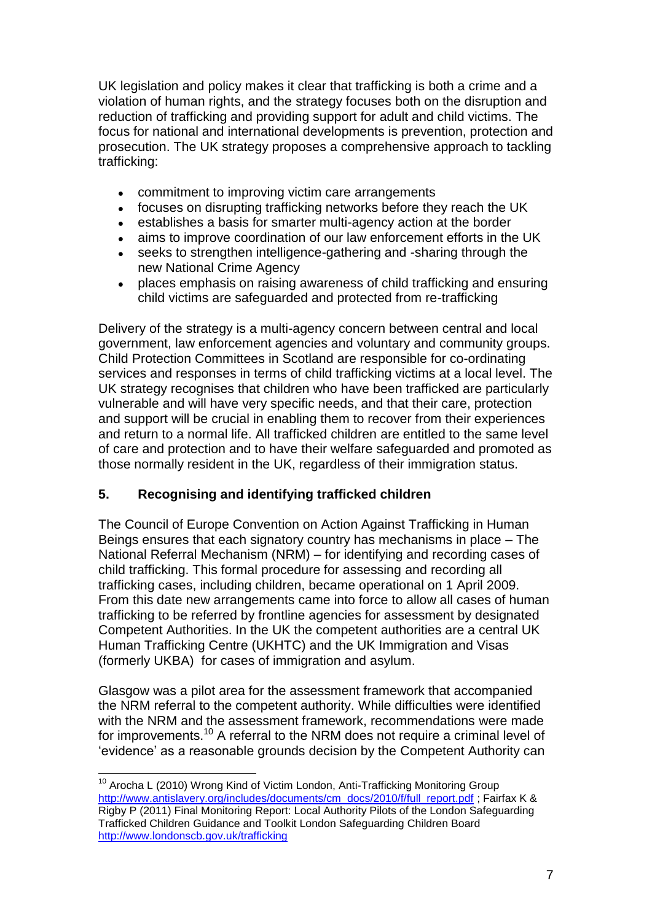UK legislation and policy makes it clear that trafficking is both a crime and a violation of human rights, and the strategy focuses both on the disruption and reduction of trafficking and providing support for adult and child victims. The focus for national and international developments is prevention, protection and prosecution. The UK strategy proposes a comprehensive approach to tackling trafficking:

- commitment to improving victim care arrangements
- focuses on disrupting trafficking networks before they reach the UK
- establishes a basis for smarter multi-agency action at the border
- aims to improve coordination of our law enforcement efforts in the UK
- seeks to strengthen intelligence-gathering and -sharing through the new National Crime Agency
- places emphasis on raising awareness of child trafficking and ensuring child victims are safeguarded and protected from re-trafficking

Delivery of the strategy is a multi-agency concern between central and local government, law enforcement agencies and voluntary and community groups. Child Protection Committees in Scotland are responsible for co-ordinating services and responses in terms of child trafficking victims at a local level. The UK strategy recognises that children who have been trafficked are particularly vulnerable and will have very specific needs, and that their care, protection and support will be crucial in enabling them to recover from their experiences and return to a normal life. All trafficked children are entitled to the same level of care and protection and to have their welfare safeguarded and promoted as those normally resident in the UK, regardless of their immigration status.

## 5. Recognising and identifying trafficked children

The Council of Europe Convention on Action Against Trafficking in Human Beings ensures that each signatory country has mechanisms in place – The National Referral Mechanism (NRM) – for identifying and recording cases of child trafficking. This formal procedure for assessing and recording all trafficking cases, including children, became operational on 1 April 2009. From this date new arrangements came into force to allow all cases of human trafficking to be referred by frontline agencies for assessment by designated Competent Authorities. In the UK the competent authorities are a central UK Human Trafficking Centre (UKHTC) and the UK Immigration and Visas (formerly UKBA) for cases of immigration and asylum.

Glasgow was a pilot area for the assessment framework that accompanied the NRM referral to the competent authority. While difficulties were identified with the NRM and the assessment framework, recommendations were made for improvements.[10] A referral to the NRM does not require a criminal level of 'evidence' as a reasonable grounds decision by the Competent Authority can

---

[10] Arocha L (2010) Wrong Kind of Victim London, Anti-Trafficking Monitoring Group http://www.antislavery.org/includes/documents/cm_docs/2010/f/full_report.pdf ; Fairfax K & Rigby P (2011) Final Monitoring Report: Local Authority Pilots of the London Safeguarding Trafficked Children Guidance and Toolkit London Safeguarding Children Board http://www.londonscb.gov.uk/trafficking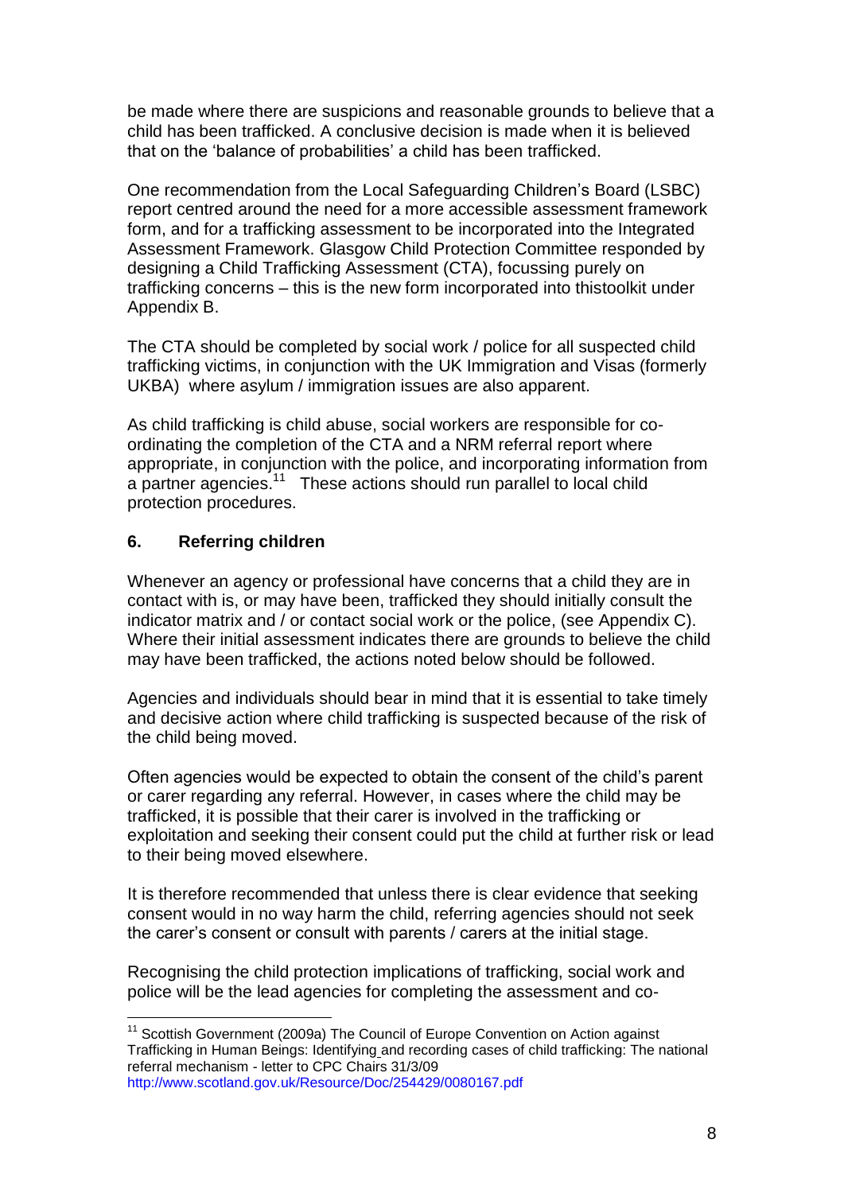be made where there are suspicions and reasonable grounds to believe that a child has been trafficked. A conclusive decision is made when it is believed that on the 'balance of probabilities' a child has been trafficked.

One recommendation from the Local Safeguarding Children's Board (LSBC) report centred around the need for a more accessible assessment framework form, and for a trafficking assessment to be incorporated into the Integrated Assessment Framework. Glasgow Child Protection Committee responded by designing a Child Trafficking Assessment (CTA), focussing purely on trafficking concerns – this is the new form incorporated into thistoolkit under Appendix B.

The CTA should be completed by social work / police for all suspected child trafficking victims, in conjunction with the UK Immigration and Visas (formerly UKBA) where asylum / immigration issues are also apparent.

As child trafficking is child abuse, social workers are responsible for co-ordinating the completion of the CTA and a NRM referral report where appropriate, in conjunction with the police, and incorporating information from a partner agencies.[11] These actions should run parallel to local child protection procedures.

## 6. Referring children

Whenever an agency or professional have concerns that a child they are in contact with is, or may have been, trafficked they should initially consult the indicator matrix and / or contact social work or the police, (see Appendix C). Where their initial assessment indicates there are grounds to believe the child may have been trafficked, the actions noted below should be followed.

Agencies and individuals should bear in mind that it is essential to take timely and decisive action where child trafficking is suspected because of the risk of the child being moved.

Often agencies would be expected to obtain the consent of the child's parent or carer regarding any referral. However, in cases where the child may be trafficked, it is possible that their carer is involved in the trafficking or exploitation and seeking their consent could put the child at further risk or lead to their being moved elsewhere.

It is therefore recommended that unless there is clear evidence that seeking consent would in no way harm the child, referring agencies should not seek the carer's consent or consult with parents / carers at the initial stage.

Recognising the child protection implications of trafficking, social work and police will be the lead agencies for completing the assessment and co-

---

[11] Scottish Government (2009a) The Council of Europe Convention on Action against Trafficking in Human Beings: Identifying and recording cases of child trafficking: The national referral mechanism - letter to CPC Chairs 31/3/09 http://www.scotland.gov.uk/Resource/Doc/254429/0080167.pdf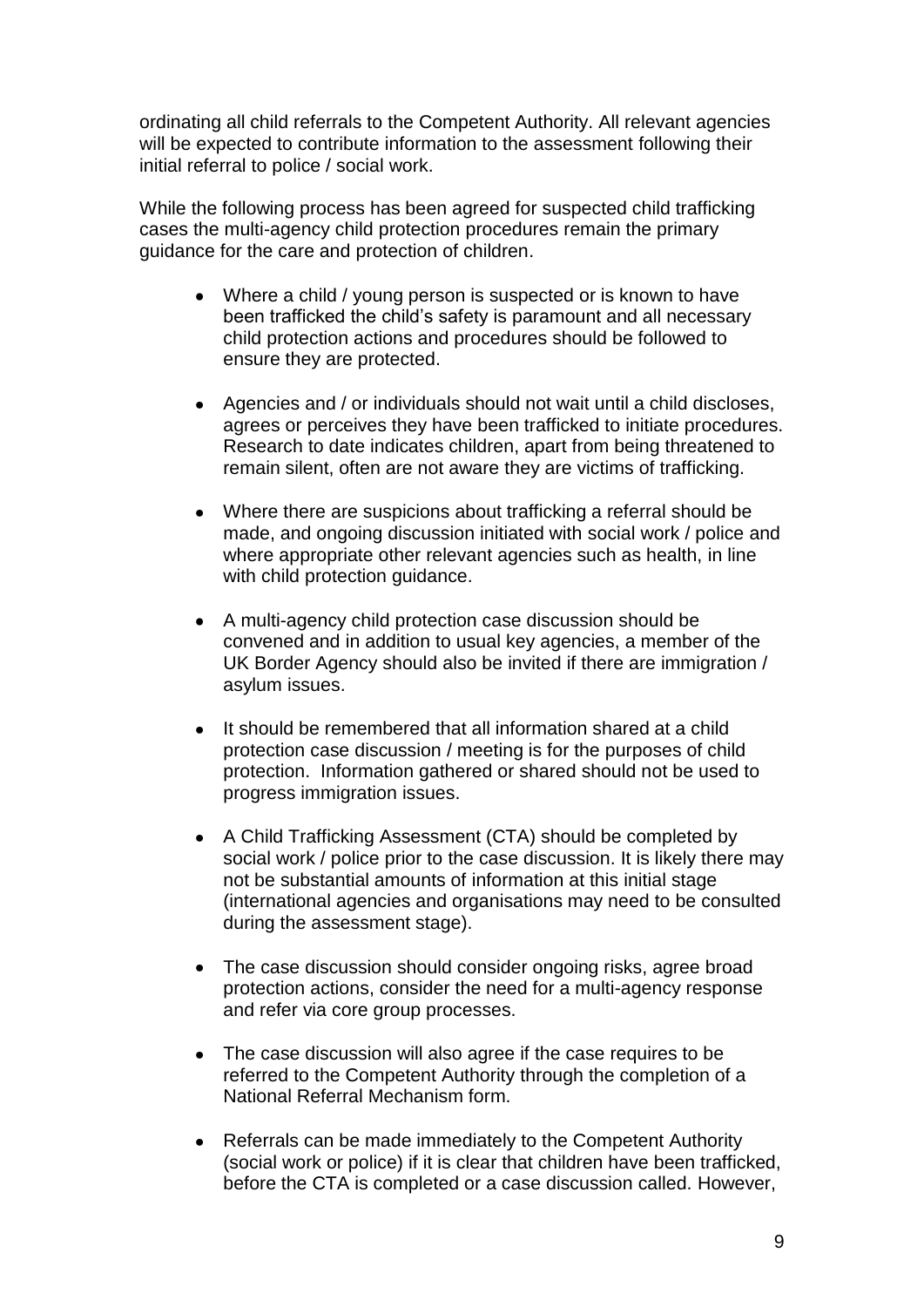ordinating all child referrals to the Competent Authority. All relevant agencies will be expected to contribute information to the assessment following their initial referral to police / social work.

While the following process has been agreed for suspected child trafficking cases the multi-agency child protection procedures remain the primary guidance for the care and protection of children.

- Where a child / young person is suspected or is known to have been trafficked the child's safety is paramount and all necessary child protection actions and procedures should be followed to ensure they are protected.

- Agencies and / or individuals should not wait until a child discloses, agrees or perceives they have been trafficked to initiate procedures. Research to date indicates children, apart from being threatened to remain silent, often are not aware they are victims of trafficking.

- Where there are suspicions about trafficking a referral should be made, and ongoing discussion initiated with social work / police and where appropriate other relevant agencies such as health, in line with child protection guidance.

- A multi-agency child protection case discussion should be convened and in addition to usual key agencies, a member of the UK Border Agency should also be invited if there are immigration / asylum issues.

- It should be remembered that all information shared at a child protection case discussion / meeting is for the purposes of child protection. Information gathered or shared should not be used to progress immigration issues.

- A Child Trafficking Assessment (CTA) should be completed by social work / police prior to the case discussion. It is likely there may not be substantial amounts of information at this initial stage (international agencies and organisations may need to be consulted during the assessment stage).

- The case discussion should consider ongoing risks, agree broad protection actions, consider the need for a multi-agency response and refer via core group processes.

- The case discussion will also agree if the case requires to be referred to the Competent Authority through the completion of a National Referral Mechanism form.

- Referrals can be made immediately to the Competent Authority (social work or police) if it is clear that children have been trafficked, before the CTA is completed or a case discussion called. However,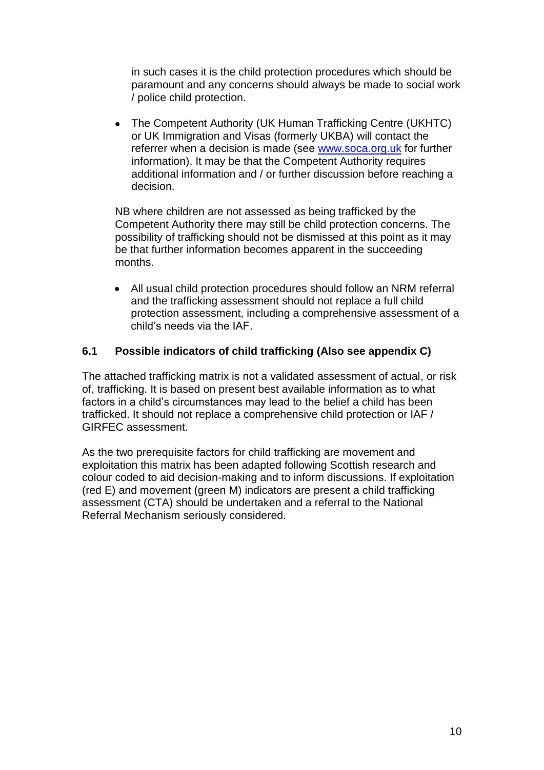in such cases it is the child protection procedures which should be paramount and any concerns should always be made to social work / police child protection.

- The Competent Authority (UK Human Trafficking Centre (UKHTC) or UK Immigration and Visas (formerly UKBA) will contact the referrer when a decision is made (see [www.soca.org.uk](http://www.soca.org.uk) for further information). It may be that the Competent Authority requires additional information and / or further discussion before reaching a decision.

NB where children are not assessed as being trafficked by the Competent Authority there may still be child protection concerns. The possibility of trafficking should not be dismissed at this point as it may be that further information becomes apparent in the succeeding months.

- All usual child protection procedures should follow an NRM referral and the trafficking assessment should not replace a full child protection assessment, including a comprehensive assessment of a child's needs via the IAF.

### 6.1 Possible indicators of child trafficking (Also see appendix C)

The attached trafficking matrix is not a validated assessment of actual, or risk of, trafficking. It is based on present best available information as to what factors in a child's circumstances may lead to the belief a child has been trafficked. It should not replace a comprehensive child protection or IAF / GIRFEC assessment.

As the two prerequisite factors for child trafficking are movement and exploitation this matrix has been adapted following Scottish research and colour coded to aid decision-making and to inform discussions. If exploitation (red E) and movement (green M) indicators are present a child trafficking assessment (CTA) should be undertaken and a referral to the National Referral Mechanism seriously considered.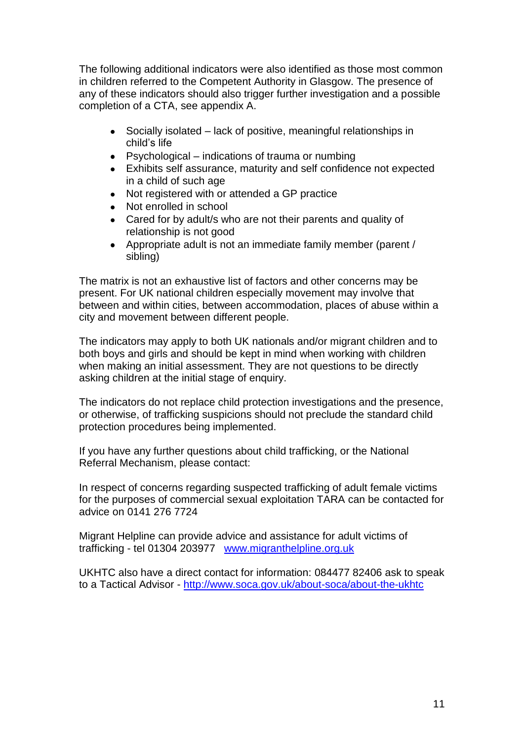The following additional indicators were also identified as those most common in children referred to the Competent Authority in Glasgow. The presence of any of these indicators should also trigger further investigation and a possible completion of a CTA, see appendix A.

- Socially isolated – lack of positive, meaningful relationships in child's life
- Psychological – indications of trauma or numbing
- Exhibits self assurance, maturity and self confidence not expected in a child of such age
- Not registered with or attended a GP practice
- Not enrolled in school
- Cared for by adult/s who are not their parents and quality of relationship is not good
- Appropriate adult is not an immediate family member (parent / sibling)

The matrix is not an exhaustive list of factors and other concerns may be present. For UK national children especially movement may involve that between and within cities, between accommodation, places of abuse within a city and movement between different people.

The indicators may apply to both UK nationals and/or migrant children and to both boys and girls and should be kept in mind when working with children when making an initial assessment. They are not questions to be directly asking children at the initial stage of enquiry.

The indicators do not replace child protection investigations and the presence, or otherwise, of trafficking suspicions should not preclude the standard child protection procedures being implemented.

If you have any further questions about child trafficking, or the National Referral Mechanism, please contact:

In respect of concerns regarding suspected trafficking of adult female victims for the purposes of commercial sexual exploitation TARA can be contacted for advice on 0141 276 7724

Migrant Helpline can provide advice and assistance for adult victims of trafficking - tel 01304 203977 [www.migranthelpline.org.uk](www.migranthelpline.org.uk)

UKHTC also have a direct contact for information: 084477 82406 ask to speak to a Tactical Advisor - [http://www.soca.gov.uk/about-soca/about-the-ukhtc](http://www.soca.gov.uk/about-soca/about-the-ukhtc)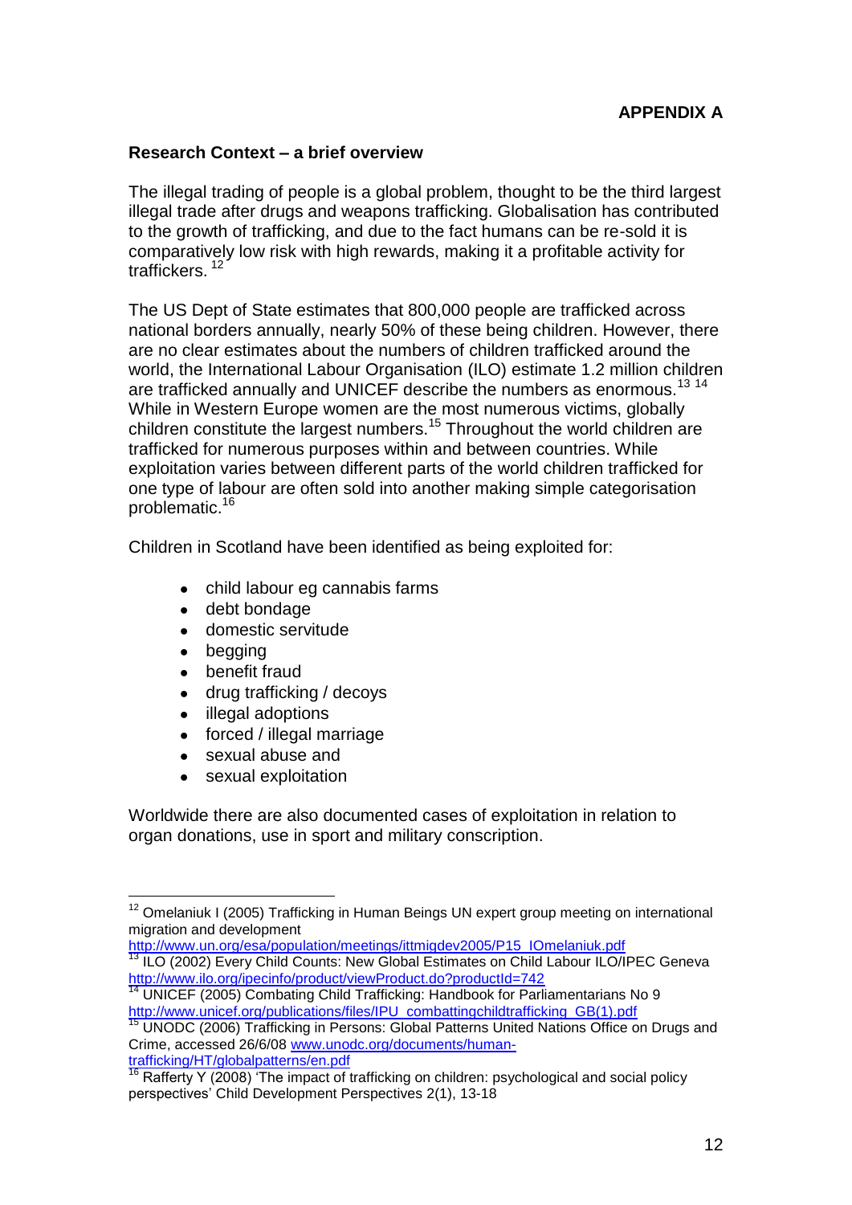**APPENDIX A**

## Research Context – a brief overview

The illegal trading of people is a global problem, thought to be the third largest illegal trade after drugs and weapons trafficking. Globalisation has contributed to the growth of trafficking, and due to the fact humans can be re-sold it is comparatively low risk with high rewards, making it a profitable activity for traffickers. [12]

The US Dept of State estimates that 800,000 people are trafficked across national borders annually, nearly 50% of these being children. However, there are no clear estimates about the numbers of children trafficked around the world, the International Labour Organisation (ILO) estimate 1.2 million children are trafficked annually and UNICEF describe the numbers as enormous.[13] [14] While in Western Europe women are the most numerous victims, globally children constitute the largest numbers.[15] Throughout the world children are trafficked for numerous purposes within and between countries. While exploitation varies between different parts of the world children trafficked for one type of labour are often sold into another making simple categorisation problematic.[16]

Children in Scotland have been identified as being exploited for:

- child labour eg cannabis farms
- debt bondage
- domestic servitude
- begging
- benefit fraud
- drug trafficking / decoys
- illegal adoptions
- forced / illegal marriage
- sexual abuse and
- sexual exploitation

Worldwide there are also documented cases of exploitation in relation to organ donations, use in sport and military conscription.

---

[12] Omelaniuk I (2005) Trafficking in Human Beings UN expert group meeting on international migration and development http://www.un.org/esa/population/meetings/ittmigdev2005/P15_IOmelaniuk.pdf

[13] ILO (2002) Every Child Counts: New Global Estimates on Child Labour ILO/IPEC Geneva http://www.ilo.org/ipecinfo/product/viewProduct.do?productId=742

[14] UNICEF (2005) Combating Child Trafficking: Handbook for Parliamentarians No 9 http://www.unicef.org/publications/files/IPU_combattingchildtrafficking_GB(1).pdf

[15] UNODC (2006) Trafficking in Persons: Global Patterns United Nations Office on Drugs and Crime, accessed 26/6/08 www.unodc.org/documents/human-trafficking/HT/globalpatterns/en.pdf

[16] Rafferty Y (2008) 'The impact of trafficking on children: psychological and social policy perspectives' Child Development Perspectives 2(1), 13-18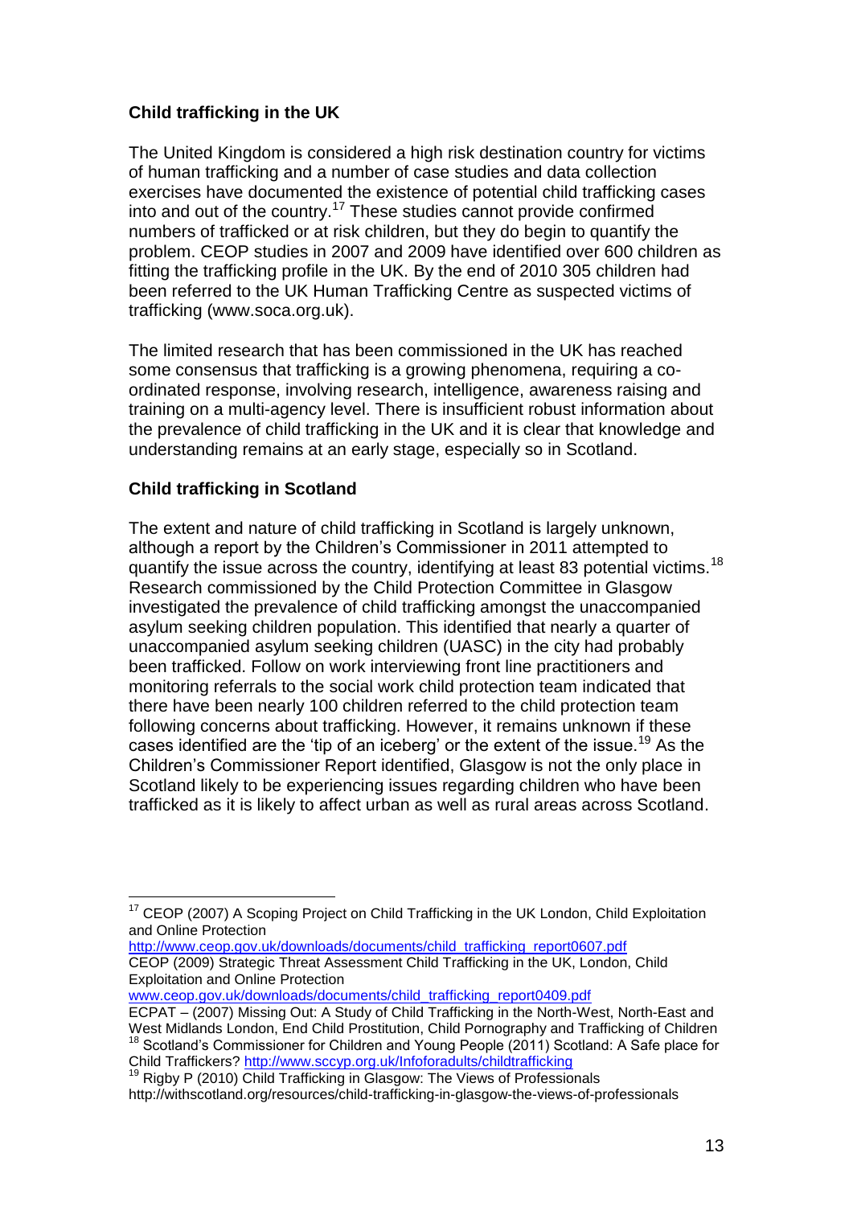## Child trafficking in the UK

The United Kingdom is considered a high risk destination country for victims of human trafficking and a number of case studies and data collection exercises have documented the existence of potential child trafficking cases into and out of the country.[17] These studies cannot provide confirmed numbers of trafficked or at risk children, but they do begin to quantify the problem. CEOP studies in 2007 and 2009 have identified over 600 children as fitting the trafficking profile in the UK. By the end of 2010 305 children had been referred to the UK Human Trafficking Centre as suspected victims of trafficking (www.soca.org.uk).

The limited research that has been commissioned in the UK has reached some consensus that trafficking is a growing phenomena, requiring a co-ordinated response, involving research, intelligence, awareness raising and training on a multi-agency level. There is insufficient robust information about the prevalence of child trafficking in the UK and it is clear that knowledge and understanding remains at an early stage, especially so in Scotland.

## Child trafficking in Scotland

The extent and nature of child trafficking in Scotland is largely unknown, although a report by the Children's Commissioner in 2011 attempted to quantify the issue across the country, identifying at least 83 potential victims.[18] Research commissioned by the Child Protection Committee in Glasgow investigated the prevalence of child trafficking amongst the unaccompanied asylum seeking children population. This identified that nearly a quarter of unaccompanied asylum seeking children (UASC) in the city had probably been trafficked. Follow on work interviewing front line practitioners and monitoring referrals to the social work child protection team indicated that there have been nearly 100 children referred to the child protection team following concerns about trafficking. However, it remains unknown if these cases identified are the 'tip of an iceberg' or the extent of the issue.[19] As the Children's Commissioner Report identified, Glasgow is not the only place in Scotland likely to be experiencing issues regarding children who have been trafficked as it is likely to affect urban as well as rural areas across Scotland.

---

[17] CEOP (2007) A Scoping Project on Child Trafficking in the UK London, Child Exploitation and Online Protection http://www.ceop.gov.uk/downloads/documents/child_trafficking_report0607.pdf
CEOP (2009) Strategic Threat Assessment Child Trafficking in the UK, London, Child Exploitation and Online Protection www.ceop.gov.uk/downloads/documents/child_trafficking_report0409.pdf
ECPAT – (2007) Missing Out: A Study of Child Trafficking in the North-West, North-East and West Midlands London, End Child Prostitution, Child Pornography and Trafficking of Children

[18] Scotland's Commissioner for Children and Young People (2011) Scotland: A Safe place for Child Traffickers? http://www.sccyp.org.uk/Infoforadults/childtrafficking

[19] Rigby P (2010) Child Trafficking in Glasgow: The Views of Professionals http://withscotland.org/resources/child-trafficking-in-glasgow-the-views-of-professionals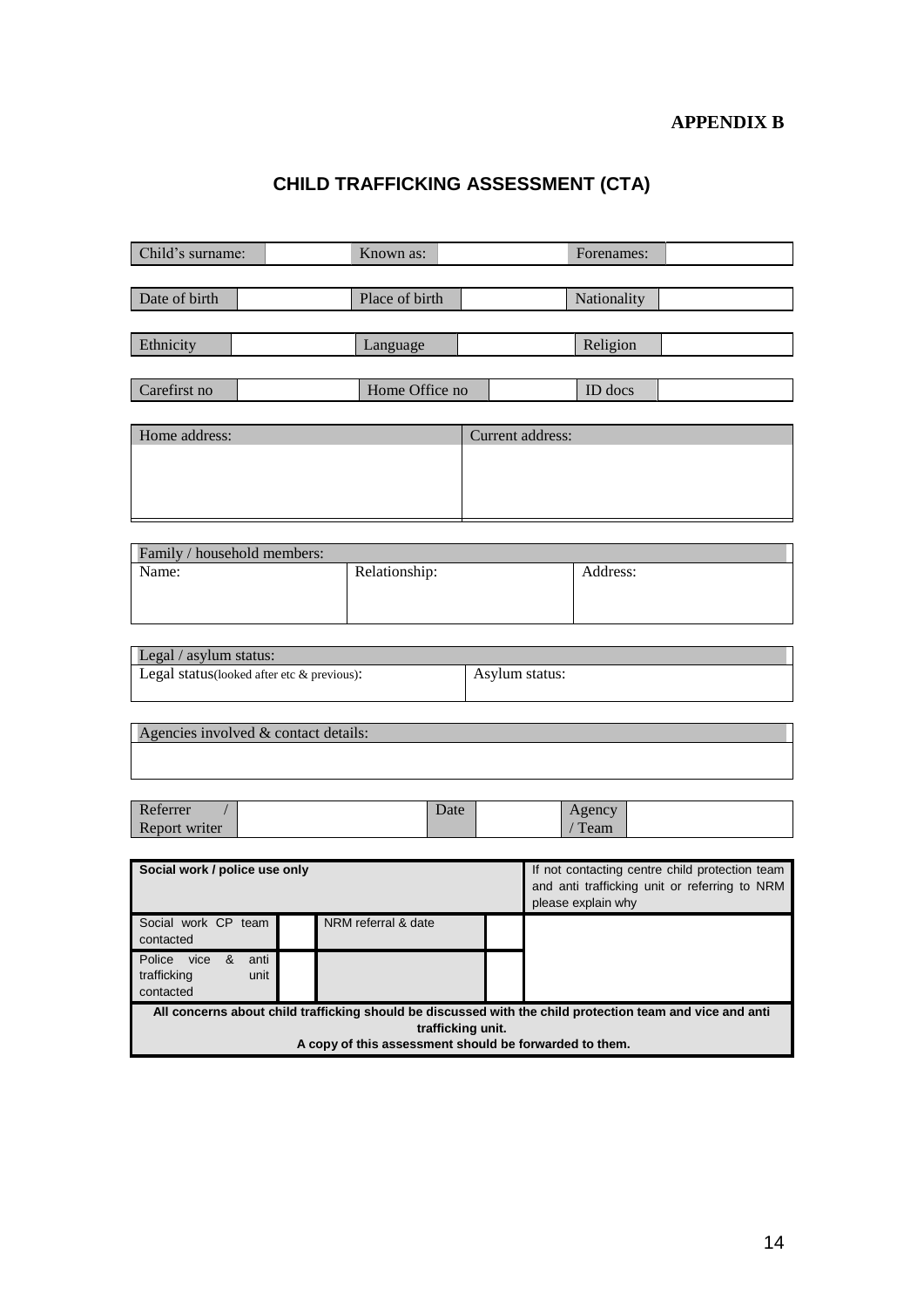**APPENDIX B**

## CHILD TRAFFICKING ASSESSMENT (CTA)

| Child's surname: | | Known as: | | Forenames: | |
|---|---|---|---|---|---|

| Date of birth | | Place of birth | | Nationality | |
|---|---|---|---|---|---|

| Ethnicity | | Language | | Religion | |
|---|---|---|---|---|---|

| Carefirst no | | Home Office no | | ID docs | |
|---|---|---|---|---|---|

| Home address: | Current address: |
|---|---|
| | |

| Family / household members: | | |
|---|---|---|
| Name: | Relationship: | Address: |

| Legal / asylum status: | |
|---|---|
| Legal status(looked after etc & previous): | Asylum status: |

| Agencies involved & contact details: |
|---|
| |

| Referrer / Report writer | | Date | | Agency / Team | |
|---|---|---|---|---|---|

| Social work / police use only | | | | If not contacting centre child protection team and anti trafficking unit or referring to NRM please explain why |
|---|---|---|---|---|
| Social work CP team contacted | | NRM referral & date | | |
| Police vice & anti trafficking unit contacted | | | | |

**All concerns about child trafficking should be discussed with the child protection team and vice and anti trafficking unit.**
**A copy of this assessment should be forwarded to them.**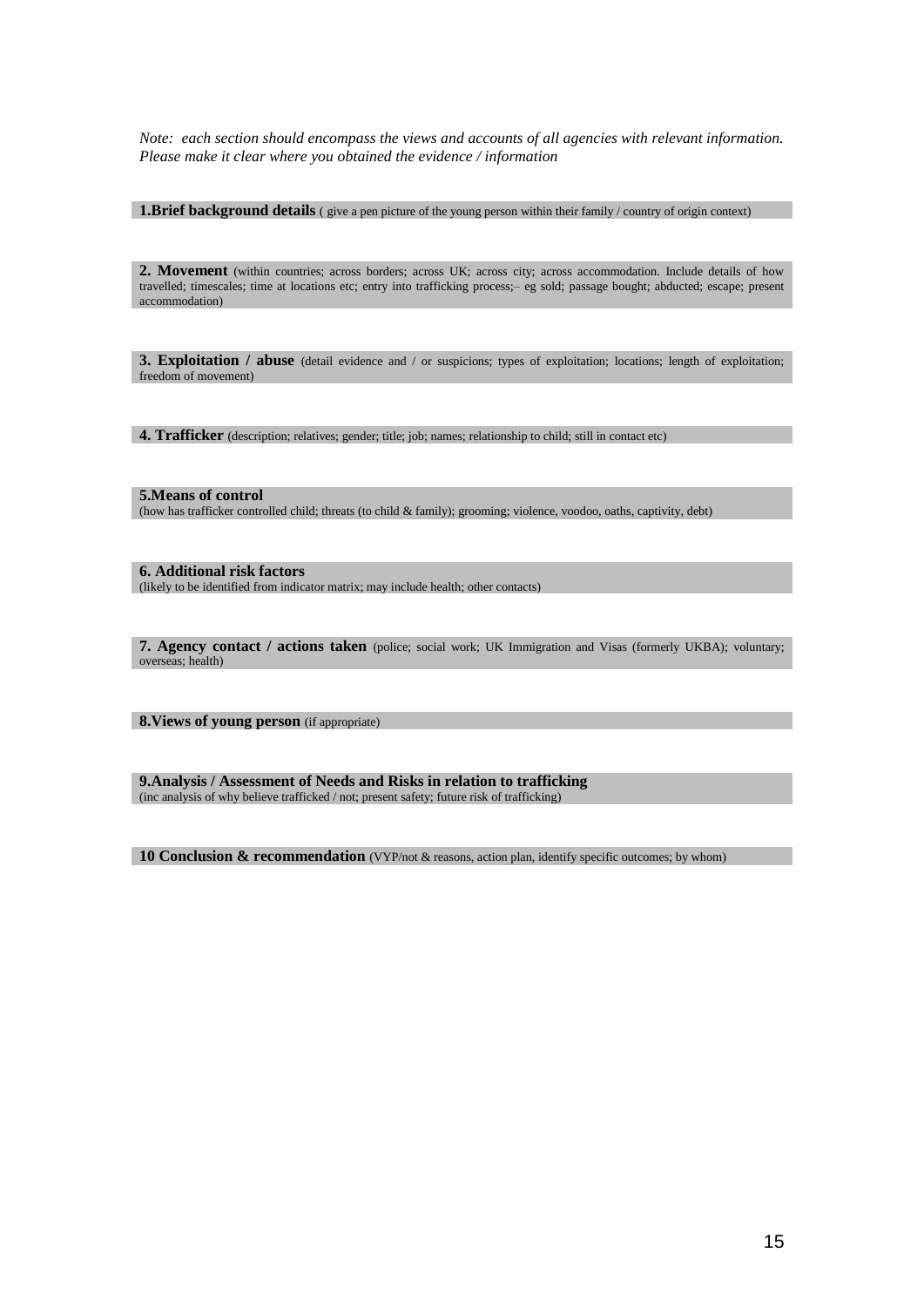*Note: each section should encompass the views and accounts of all agencies with relevant information. Please make it clear where you obtained the evidence / information*

**1.Brief background details** ( give a pen picture of the young person within their family / country of origin context)

**2. Movement** (within countries; across borders; across UK; across city; across accommodation. Include details of how travelled; timescales; time at locations etc; entry into trafficking process;– eg sold; passage bought; abducted; escape; present accommodation)

**3. Exploitation / abuse** (detail evidence and / or suspicions; types of exploitation; locations; length of exploitation; freedom of movement)

**4. Trafficker** (description; relatives; gender; title; job; names; relationship to child; still in contact etc)

**5.Means of control**
(how has trafficker controlled child; threats (to child & family); grooming; violence, voodoo, oaths, captivity, debt)

**6. Additional risk factors**
(likely to be identified from indicator matrix; may include health; other contacts)

**7. Agency contact / actions taken** (police; social work; UK Immigration and Visas (formerly UKBA); voluntary; overseas; health)

**8.Views of young person** (if appropriate)

**9.Analysis / Assessment of Needs and Risks in relation to trafficking**
(inc analysis of why believe trafficked / not; present safety; future risk of trafficking)

**10 Conclusion & recommendation** (VYP/not & reasons, action plan, identify specific outcomes; by whom)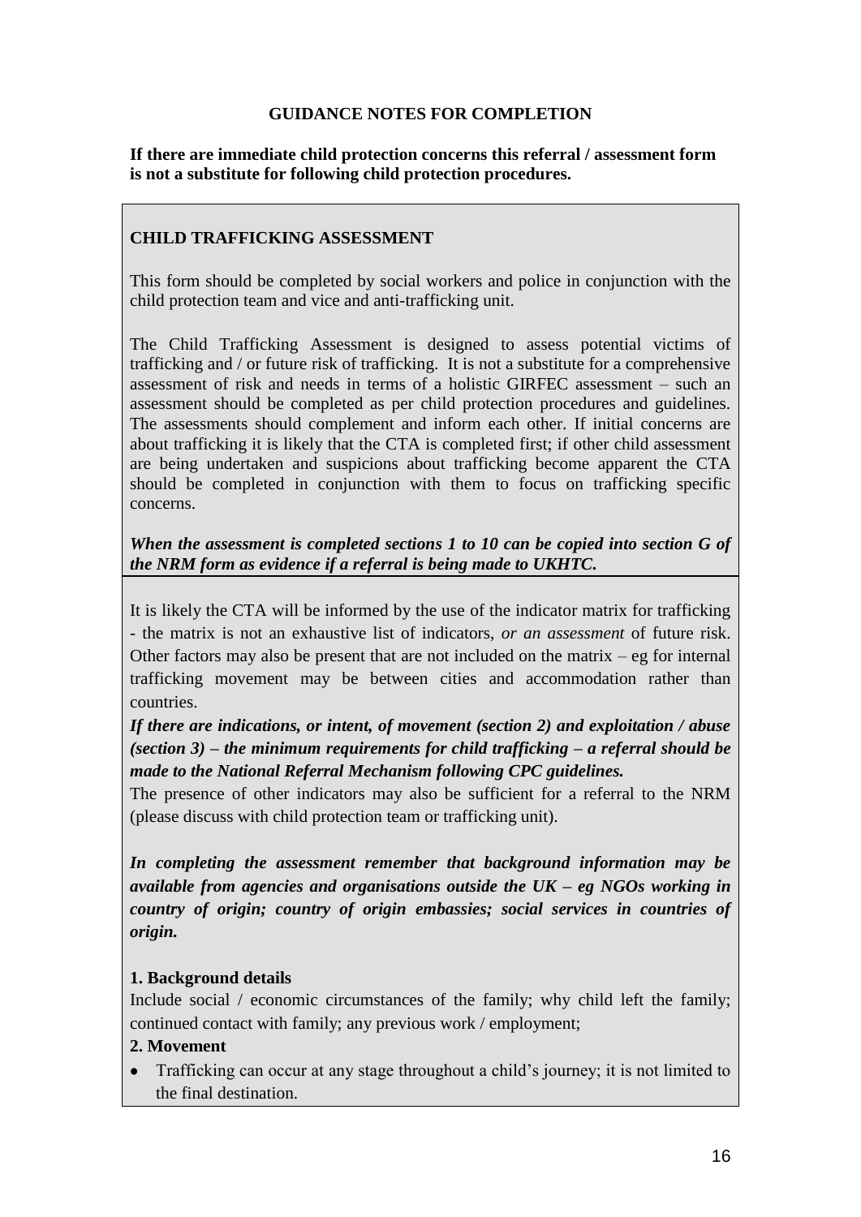**GUIDANCE NOTES FOR COMPLETION**

**If there are immediate child protection concerns this referral / assessment form is not a substitute for following child protection procedures.**

**CHILD TRAFFICKING ASSESSMENT**

This form should be completed by social workers and police in conjunction with the child protection team and vice and anti-trafficking unit.

The Child Trafficking Assessment is designed to assess potential victims of trafficking and / or future risk of trafficking. It is not a substitute for a comprehensive assessment of risk and needs in terms of a holistic GIRFEC assessment – such an assessment should be completed as per child protection procedures and guidelines. The assessments should complement and inform each other. If initial concerns are about trafficking it is likely that the CTA is completed first; if other child assessment are being undertaken and suspicions about trafficking become apparent the CTA should be completed in conjunction with them to focus on trafficking specific concerns.

***When the assessment is completed sections 1 to 10 can be copied into section G of the NRM form as evidence if a referral is being made to UKHTC.***

It is likely the CTA will be informed by the use of the indicator matrix for trafficking - the matrix is not an exhaustive list of indicators, *or an assessment* of future risk. Other factors may also be present that are not included on the matrix – eg for internal trafficking movement may be between cities and accommodation rather than countries.

***If there are indications, or intent, of movement (section 2) and exploitation / abuse (section 3) – the minimum requirements for child trafficking – a referral should be made to the National Referral Mechanism following CPC guidelines.***

The presence of other indicators may also be sufficient for a referral to the NRM (please discuss with child protection team or trafficking unit).

***In completing the assessment remember that background information may be available from agencies and organisations outside the UK – eg NGOs working in country of origin; country of origin embassies; social services in countries of origin.***

**1. Background details**

Include social / economic circumstances of the family; why child left the family; continued contact with family; any previous work / employment;

**2. Movement**

- Trafficking can occur at any stage throughout a child's journey; it is not limited to the final destination.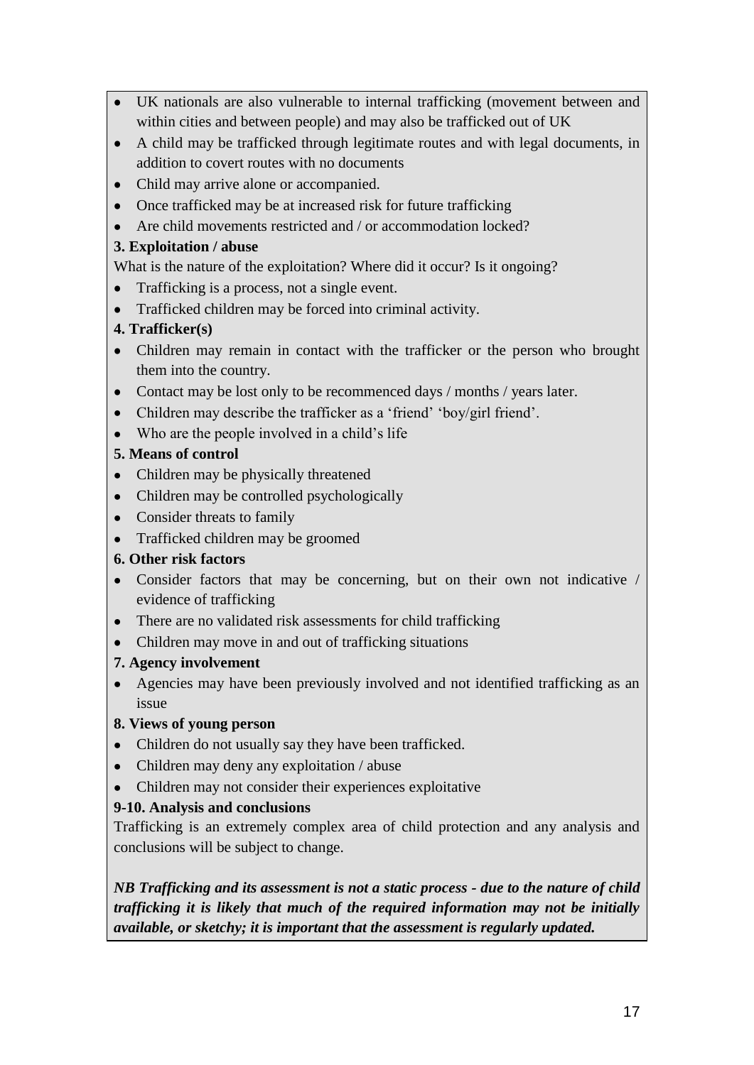- UK nationals are also vulnerable to internal trafficking (movement between and within cities and between people) and may also be trafficked out of UK
- A child may be trafficked through legitimate routes and with legal documents, in addition to covert routes with no documents
- Child may arrive alone or accompanied.
- Once trafficked may be at increased risk for future trafficking
- Are child movements restricted and / or accommodation locked?

**3. Exploitation / abuse**

What is the nature of the exploitation? Where did it occur? Is it ongoing?

- Trafficking is a process, not a single event.
- Trafficked children may be forced into criminal activity.

**4. Trafficker(s)**

- Children may remain in contact with the trafficker or the person who brought them into the country.
- Contact may be lost only to be recommenced days / months / years later.
- Children may describe the trafficker as a 'friend' 'boy/girl friend'.
- Who are the people involved in a child's life

**5. Means of control**

- Children may be physically threatened
- Children may be controlled psychologically
- Consider threats to family
- Trafficked children may be groomed

**6. Other risk factors**

- Consider factors that may be concerning, but on their own not indicative / evidence of trafficking
- There are no validated risk assessments for child trafficking
- Children may move in and out of trafficking situations

**7. Agency involvement**

- Agencies may have been previously involved and not identified trafficking as an issue

**8. Views of young person**

- Children do not usually say they have been trafficked.
- Children may deny any exploitation / abuse
- Children may not consider their experiences exploitative

**9-10. Analysis and conclusions**

Trafficking is an extremely complex area of child protection and any analysis and conclusions will be subject to change.

***NB Trafficking and its assessment is not a static process - due to the nature of child trafficking it is likely that much of the required information may not be initially available, or sketchy; it is important that the assessment is regularly updated.***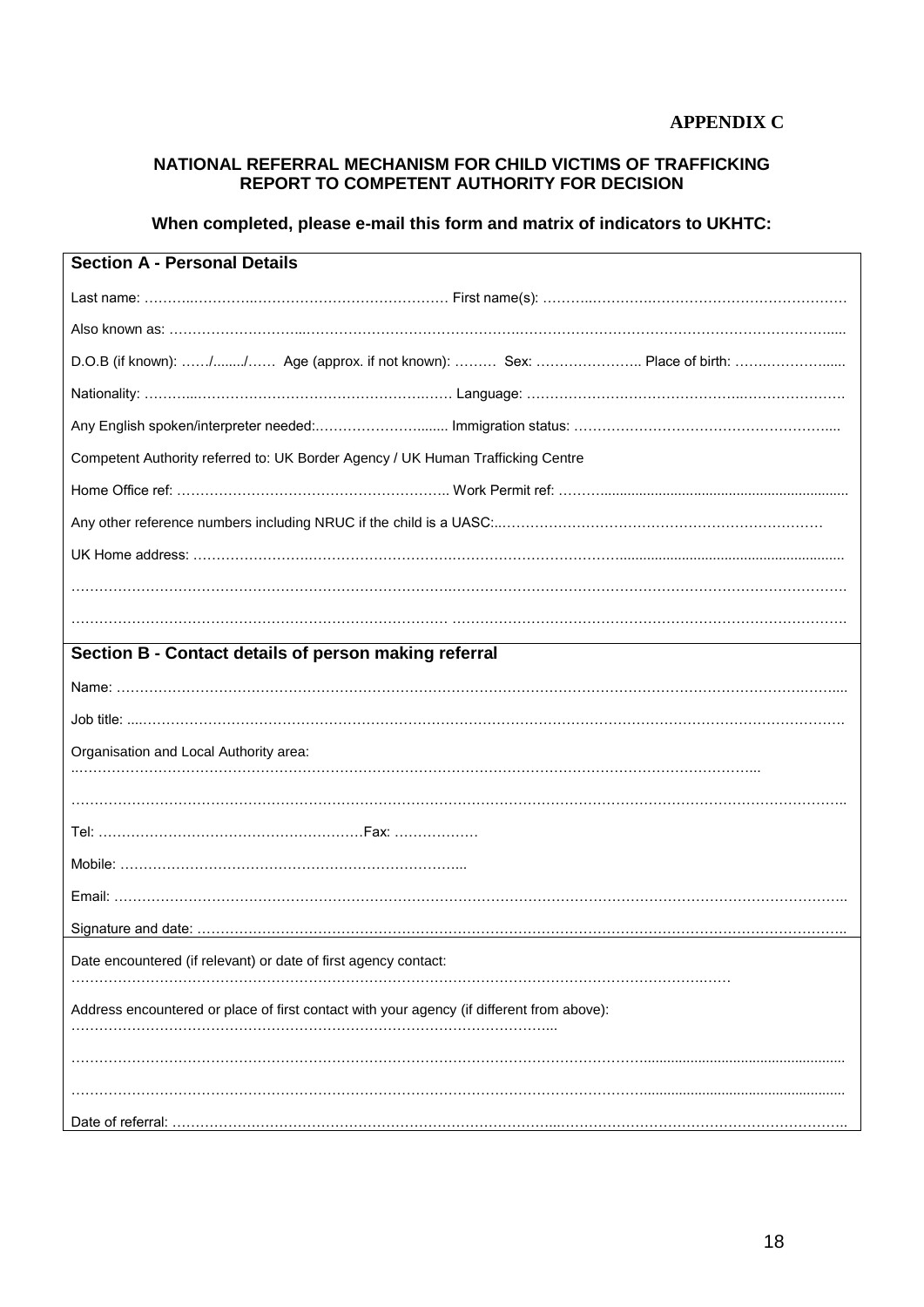**APPENDIX C**

**NATIONAL REFERRAL MECHANISM FOR CHILD VICTIMS OF TRAFFICKING**
**REPORT TO COMPETENT AUTHORITY FOR DECISION**

**When completed, please e-mail this form and matrix of indicators to UKHTC:**

| **Section A - Personal Details** |
|---|
| Last name: ……………………………………………………… First name(s): ……………………………………………………… |
| Also known as: ………………………………………………………………………………………………………………… |
| D.O.B (if known): ……/......../…… Age (approx. if not known): ……… Sex: ………………….. Place of birth: ……………….... |
| Nationality: ……………………………………………………… Language: ……………………………………………………… |
| Any English spoken/interpreter needed:……………………....... Immigration status: ……………………………………………….... |
| Competent Authority referred to: UK Border Agency / UK Human Trafficking Centre |
| Home Office ref: ………………………………………………….. Work Permit ref: ……….............................................................. |
| Any other reference numbers including NRUC if the child is a UASC:..…………………………………………………………… |
| UK Home address: ………………………………………………………………………………………………………………… |
| ………………………………………………………………………………………………………………………………………… |
| ………………………………………………………………………………………………………………………………………… |
| **Section B - Contact details of person making referral** |
| Name: ……………………………………………………………………………………………………………………………….... |
| Job title: ...…………………………………………………………………………………………………………………………… |
| Organisation and Local Authority area: ..………………………………………………………………………………………………………... |
| ……………………………………………………………………………………………………………………………………….. |
| Tel: …………………………………………………Fax: ……………… |
| Mobile: ……………………………………………………………... |
| Email: ……………………………………………………………………………………………………………………………….. |
| Signature and date: ………………………………………………………………………………………………………………….. |
| Date encountered (if relevant) or date of first agency contact: ……………………………………………………………………………………………………… |
| Address encountered or place of first contact with your agency (if different from above): …………………………………………………………………………………………... |
| ………………………………………………………………………………………………………………………………………… |
| ………………………………………………………………………………………………………………………………………… |
| Date of referral: ……………………………………………………………………………………………………………………….. |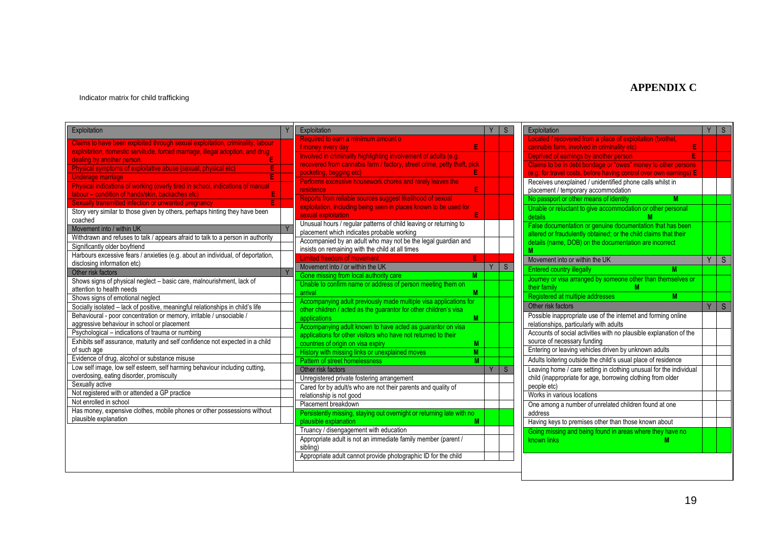# APPENDIX C

Indicator matrix for child trafficking

| Exploitation | Y |
|---|---|
| Claims to have been exploited through sexual exploitation, criminality, labour exploitation, domestic servitude, forced marriage, illegal adoption, and drug dealing by another person. **E** | |
| Physical symptoms of exploitative abuse (sexual, physical etc) **E** | |
| Underage marriage **E** | |
| Physical indications of working (overly tired in school, indications of manual labour – condition of hands/skin, backaches etc) **E** | |
| Sexually transmitted infection or unwanted pregnancy **E** | |
| Story very similar to those given by others, perhaps hinting they have been coached | |
| **Movement into / within UK** | Y |
| Withdrawn and refuses to talk / appears afraid to talk to a person in authority | |
| Significantly older boyfriend | |
| Harbours excessive fears / anxieties (e.g. about an individual, of deportation, disclosing information etc) | |
| **Other risk factors** | Y |
| Shows signs of physical neglect – basic care, malnourishment, lack of attention to health needs | |
| Shows signs of emotional neglect | |
| Socially isolated – lack of positive, meaningful relationships in child's life | |
| Behavioural - poor concentration or memory, irritable / unsociable / aggressive behaviour in school or placement | |
| Psychological – indications of trauma or numbing | |
| Exhibits self assurance, maturity and self confidence not expected in a child of such age | |
| Evidence of drug, alcohol or substance misuse | |
| Low self image, low self esteem, self harming behaviour including cutting, overdosing, eating disorder, promiscuity | |
| Sexually active | |
| Not registered with or attended a GP practice | |
| Not enrolled in school | |
| Has money, expensive clothes, mobile phones or other possessions without plausible explanation | |

| Exploitation | Y | S |
|---|---|---|
| Required to earn a minimum amount of money every day **E** | | |
| Involved in criminality highlighting involvement of adults (e.g. recovered from cannabis farm / factory, street crime, petty theft, pick pocketing, begging etc) **E** | | |
| Performs excessive housework chores and rarely leaves the residence **E** | | |
| Reports from reliable sources suggest likelihood of sexual exploitation, including being seen in places known to be used for sexual exploitation **E** | | |
| Unusual hours / regular patterns of child leaving or returning to placement which indicates probable working | | |
| Accompanied by an adult who may not be the legal guardian and insists on remaining with the child at all times | | |
| Limited freedom of movement **E** | | |
| **Movement into / or within the UK** | Y | S |
| Gone missing from local authority care **M** | | |
| Unable to confirm name or address of person meeting them on arrival **M** | | |
| Accompanying adult previously made multiple visa applications for other children / acted as the guarantor for other children's visa applications **M** | | |
| Accompanying adult known to have acted as guarantor on visa applications for other visitors who have not returned to their countries of origin on visa expiry **M** | | |
| History with missing links or unexplained moves **M** | | |
| Pattern of street homelessness **M** | | |
| **Other risk factors** | Y | S |
| Unregistered private fostering arrangement | | |
| Cared for by adult/s who are not their parents and quality of relationship is not good | | |
| Placement breakdown | | |
| Persistently missing, staying out overnight or returning late with no plausible explanation **M** | | |
| Truancy / disengagement with education | | |
| Appropriate adult is not an immediate family member (parent / sibling) | | |
| Appropriate adult cannot provide photographic ID for the child | | |

| Exploitation | Y | S |
|---|---|---|
| Located / recovered from a place of exploitation (brothel, cannabis farm, involved in criminality etc) **E** | | |
| Deprived of earnings by another person **E** | | |
| Claims to be in debt bondage or "owes" money to other persons (e.g. for travel costs, before having control over own earnings) **E** | | |
| Receives unexplained / unidentified phone calls whilst in placement / temporary accommodation | | |
| No passport or other means of identity **M** | | |
| Unable or reluctant to give accommodation or other personal details **M** | | |
| False documentation or genuine documentation that has been altered or fraudulently obtained; or the child claims that their details (name, DOB) on the documentation are incorrect **M** | | |
| **Movement into or within the UK** | Y | S |
| Entered country illegally **M** | | |
| Journey or visa arranged by someone other than themselves or their family **M** | | |
| Registered at multiple addresses **M** | | |
| **Other risk factors** | Y | S |
| Possible inappropriate use of the internet and forming online relationships, particularly with adults | | |
| Accounts of social activities with no plausible explanation of the source of necessary funding | | |
| Entering or leaving vehicles driven by unknown adults | | |
| Adults loitering outside the child's usual place of residence | | |
| Leaving home / care setting in clothing unusual for the individual child (inappropriate for age, borrowing clothing from older people etc) | | |
| Works in various locations | | |
| One among a number of unrelated children found at one address | | |
| Having keys to premises other than those known about | | |
| Going missing and being found in areas where they have no known links **M** | | |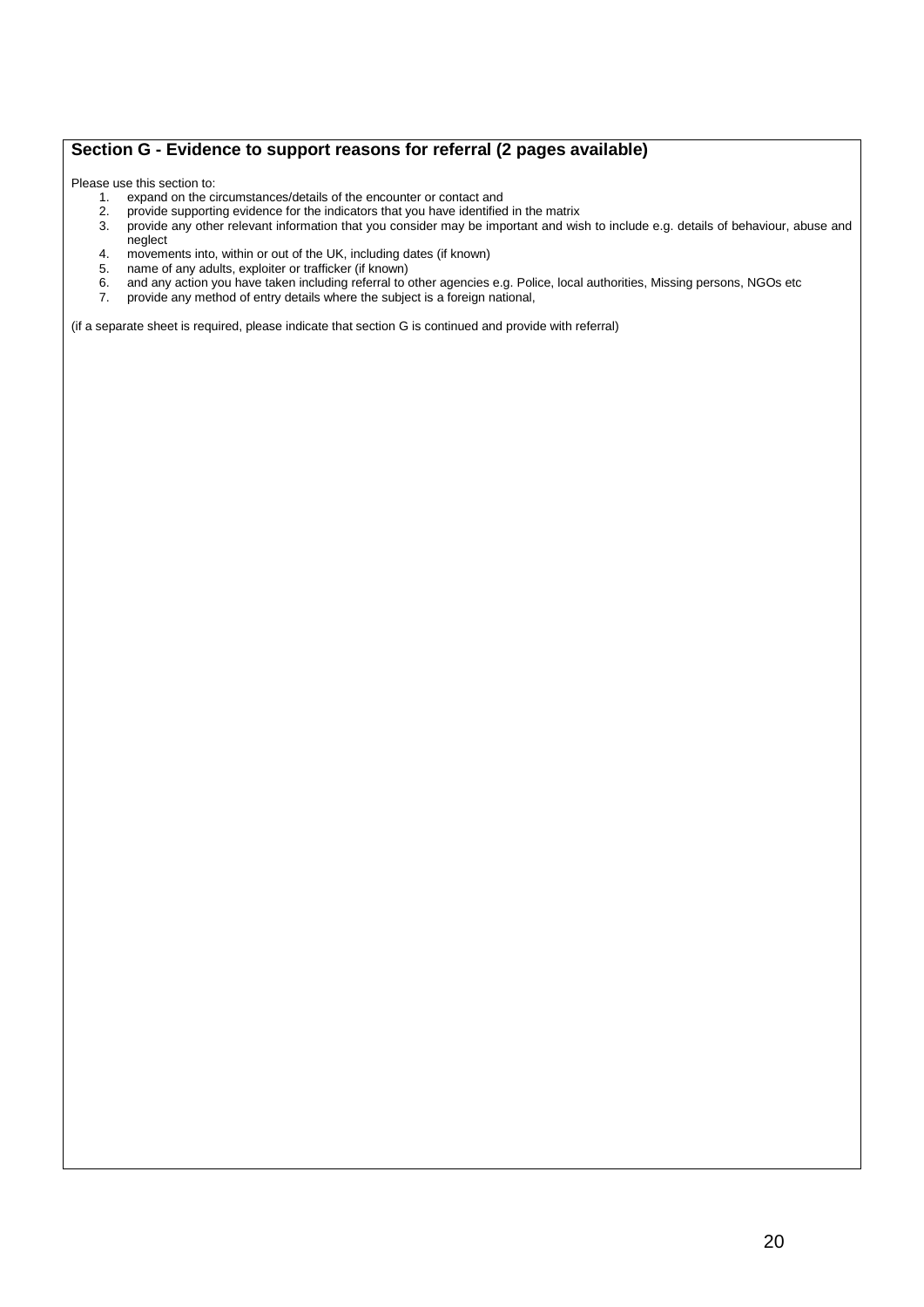## Section G - Evidence to support reasons for referral (2 pages available)

Please use this section to:

1. expand on the circumstances/details of the encounter or contact and
2. provide supporting evidence for the indicators that you have identified in the matrix
3. provide any other relevant information that you consider may be important and wish to include e.g. details of behaviour, abuse and neglect
4. movements into, within or out of the UK, including dates (if known)
5. name of any adults, exploiter or trafficker (if known)
6. and any action you have taken including referral to other agencies e.g. Police, local authorities, Missing persons, NGOs etc
7. provide any method of entry details where the subject is a foreign national,

(if a separate sheet is required, please indicate that section G is continued and provide with referral)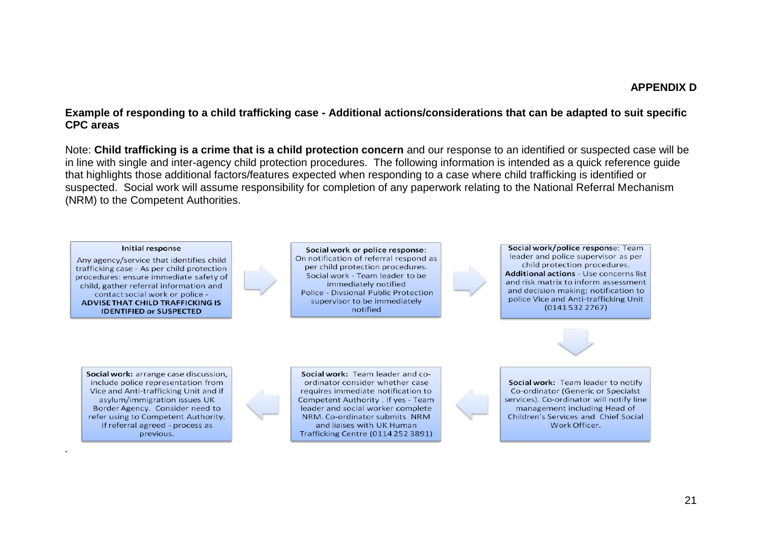**APPENDIX D**

**Example of responding to a child trafficking case - Additional actions/considerations that can be adapted to suit specific CPC areas**

Note: **Child trafficking is a crime that is a child protection concern** and our response to an identified or suspected case will be in line with single and inter-agency child protection procedures. The following information is intended as a quick reference guide that highlights those additional factors/features expected when responding to a case where child trafficking is identified or suspected. Social work will assume responsibility for completion of any paperwork relating to the National Referral Mechanism (NRM) to the Competent Authorities.

**Initial response**

Any agency/service that identifies child trafficking case - As per child protection procedures: ensure immediate safety of child, gather referral information and contact social work or police - **ADVISE THAT CHILD TRAFFICKING IS IDENTIFIED or SUSPECTED**

→

**Social work or police response**: On notification of referral respond as per child protection procedures. Social work - Team leader to be immediately notified Police - Divsional Public Protection supervisor to be immediately notified

→

**Social work/police response**: Team leader and police supervisor as per child protection procedures. **Additional actions** - Use concerns list and risk matrix to inform assessment and decision making; notification to police Vice and Anti-trafficking Unit (0141 532 2767)

↓

**Social work:** Team leader to notify Co-ordinator (Generic or Specialst services). Co-ordinator will notify line management including Head of Children's Services and Chief Social Work Officer.

←

**Social work:** Team leader and co-ordinator consider whether case requires immediate notification to Competent Authority . If yes - Team leader and social worker complete NRM. Co-ordinator submits NRM and liaises with UK Human Trafficking Centre (0114 252 3891)

←

**Social work:** arrange case discussion, include police representation from Vice and Anti-trafficking Unit and if asylum/immigration issues UK Border Agency. Consider need to refer using to Competent Authority. If referral agreed - process as previous.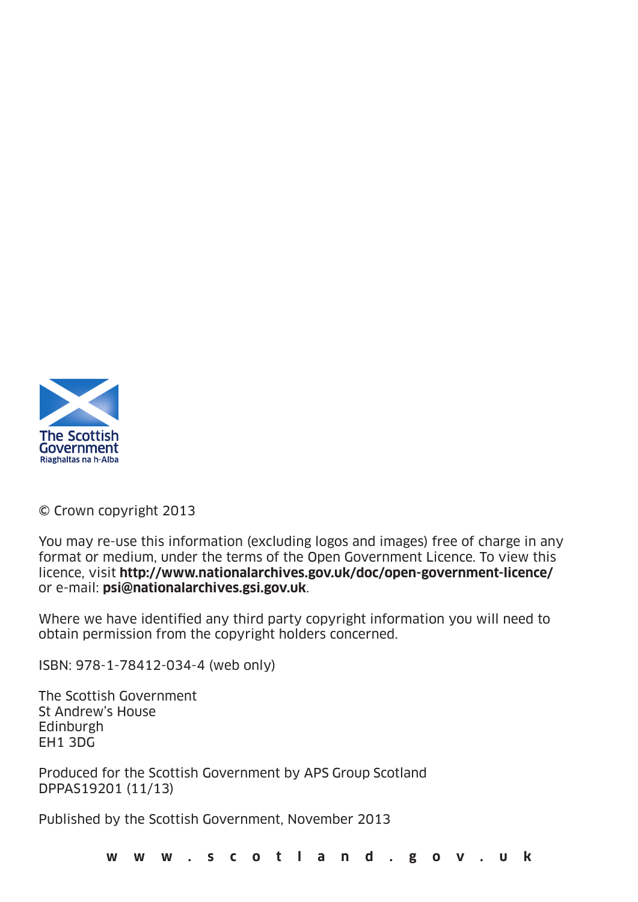The Scottish Government
Riaghaltas na h-Alba

© Crown copyright 2013

You may re-use this information (excluding logos and images) free of charge in any format or medium, under the terms of the Open Government Licence. To view this licence, visit **http://www.nationalarchives.gov.uk/doc/open-government-licence/** or e-mail: **psi@nationalarchives.gsi.gov.uk**.

Where we have identified any third party copyright information you will need to obtain permission from the copyright holders concerned.

ISBN: 978-1-78412-034-4 (web only)

The Scottish Government
St Andrew's House
Edinburgh
EH1 3DG

Produced for the Scottish Government by APS Group Scotland
DPPAS19201 (11/13)

Published by the Scottish Government, November 2013

**w w w . s c o t l a n d . g o v . u k**